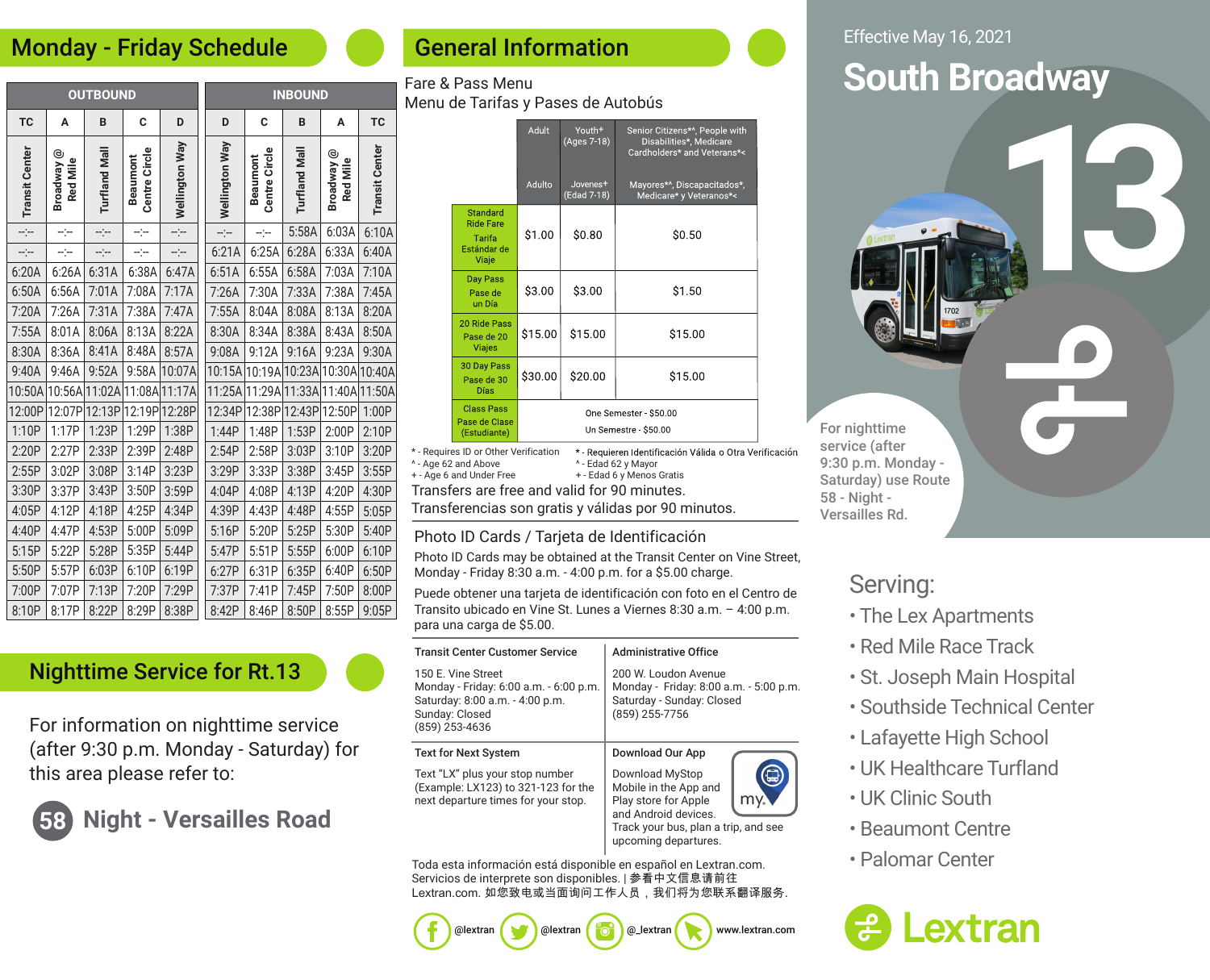Effective May 16, 2021

# South Broadway

# 13

For nighttime service (after 9:30 p.m. Monday - Saturday) use Route 58 - Night - Versailles Rd.

## Monday - Friday Schedule

| OUTBOUND | | | | | INBOUND | | | | |
|---|---|---|---|---|---|---|---|---|---|
| TC | A | B | C | D | D | C | B | A | TC |
| Transit Center | Broadway @ Red Mile | Turfland Mall | Beaumont Centre Circle | Wellington Way | Wellington Way | Beaumont Centre Circle | Turfland Mall | Broadway @ Red Mile | Transit Center |
| -:-- | -:-- | -:-- | -:-- | -:-- | -:-- | -:-- | 5:58A | 6:03A | 6:10A |
| -:-- | -:-- | -:-- | -:-- | -:-- | 6:21A | 6:25A | 6:28A | 6:33A | 6:40A |
| 6:20A | 6:26A | 6:31A | 6:38A | 6:47A | 6:51A | 6:55A | 6:58A | 7:03A | 7:10A |
| 6:50A | 6:56A | 7:01A | 7:08A | 7:17A | 7:26A | 7:30A | 7:33A | 7:38A | 7:45A |
| 7:20A | 7:26A | 7:31A | 7:38A | 7:47A | 7:55A | 8:04A | 8:08A | 8:13A | 8:20A |
| 7:55A | 8:01A | 8:06A | 8:13A | 8:22A | 8:30A | 8:34A | 8:38A | 8:43A | 8:50A |
| 8:30A | 8:36A | 8:41A | 8:48A | 8:57A | 9:08A | 9:12A | 9:16A | 9:23A | 9:30A |
| 9:40A | 9:46A | 9:52A | 9:58A | 10:07A | 10:15A | 10:19A | 10:23A | 10:30A | 10:40A |
| 10:50A | 10:56A | 11:02A | 11:08A | 11:17A | 11:25A | 11:29A | 11:33A | 11:40A | 11:50A |
| 12:00P | 12:07P | 12:13P | 12:19P | 12:28P | 12:34P | 12:38P | 12:43P | 12:50P | 1:00P |
| 1:10P | 1:17P | 1:23P | 1:29P | 1:38P | 1:44P | 1:48P | 1:53P | 2:00P | 2:10P |
| 2:20P | 2:27P | 2:33P | 2:39P | 2:48P | 2:54P | 2:58P | 3:03P | 3:10P | 3:20P |
| 2:55P | 3:02P | 3:08P | 3:14P | 3:23P | 3:29P | 3:33P | 3:38P | 3:45P | 3:55P |
| 3:30P | 3:37P | 3:43P | 3:50P | 3:59P | 4:04P | 4:08P | 4:13P | 4:20P | 4:30P |
| 4:05P | 4:12P | 4:18P | 4:25P | 4:34P | 4:39P | 4:43P | 4:48P | 4:55P | 5:05P |
| 4:40P | 4:47P | 4:53P | 5:00P | 5:09P | 5:16P | 5:20P | 5:25P | 5:30P | 5:40P |
| 5:15P | 5:22P | 5:28P | 5:35P | 5:44P | 5:47P | 5:51P | 5:55P | 6:00P | 6:10P |
| 5:50P | 5:57P | 6:03P | 6:10P | 6:19P | 6:27P | 6:31P | 6:35P | 6:40P | 6:50P |
| 7:00P | 7:07P | 7:13P | 7:20P | 7:29P | 7:37P | 7:41P | 7:45P | 7:50P | 8:00P |
| 8:10P | 8:17P | 8:22P | 8:29P | 8:38P | 8:42P | 8:46P | 8:50P | 8:55P | 9:05P |

## Nighttime Service for Rt.13

For information on nighttime service (after 9:30 p.m. Monday - Saturday) for this area please refer to:

**58 Night - Versailles Road**

## General Information

Fare & Pass Menu
Menu de Tarifas y Pases de Autobús

| | Adult / Adulto | Youth+ (Ages 7-18) / Jovenes+ (Edad 7-18) | Senior Citizens^*, People with Disabilities*, Medicare Cardholders* and Veterans*< / Mayores^*, Discapacitados*, Medicare* y Veteranos*< |
|---|---|---|---|
| Standard Ride Fare / Tarifa Estándar de Viaje | $1.00 | $0.80 | $0.50 |
| Day Pass / Pase de un Día | $3.00 | $3.00 | $1.50 |
| 20 Ride Pass / Pase de 20 Viajes | $15.00 | $15.00 | $15.00 |
| 30 Day Pass / Pase de 30 Días | $30.00 | $20.00 | $15.00 |
| Class Pass / Pase de Clase (Estudiante) | One Semester - $50.00 / Un Semestre - $50.00 | | |

\* - Requires ID or Other Verification
^ - Age 62 and Above
+ - Age 6 and Under Free

\* - Requieren Identificación Válida o Otra Verificación
^ - Edad 62 y Mayor
+ - Edad 6 y Menos Gratis

Transfers are free and valid for 90 minutes.
Transferencias son gratis y válidas por 90 minutos.

### Photo ID Cards / Tarjeta de Identificación

Photo ID Cards may be obtained at the Transit Center on Vine Street, Monday - Friday 8:30 a.m. - 4:00 p.m. for a $5.00 charge.

Puede obtener una tarjeta de identificación con foto en el Centro de Transito ubicado en Vine St. Lunes a Viernes 8:30 a.m. – 4:00 p.m. para una carga de $5.00.

**Transit Center Customer Service**
150 E. Vine Street
Monday - Friday: 6:00 a.m. - 6:00 p.m.
Saturday: 8:00 a.m. - 4:00 p.m.
Sunday: Closed
(859) 253-4636

**Administrative Office**
200 W. Loudon Avenue
Monday - Friday: 8:00 a.m. - 5:00 p.m.
Saturday - Sunday: Closed
(859) 255-7756

**Text for Next System**
Text "LX" plus your stop number (Example: LX123) to 321-123 for the next departure times for your stop.

**Download Our App**
Download MyStop Mobile in the App and Play store for Apple and Android devices. Track your bus, plan a trip, and see upcoming departures.

Toda esta información está disponible en español en Lextran.com.
Servicios de interprete son disponibles. | 参看中文信息请前往 Lextran.com. 如您致电或当面询问工作人员，我们将为您联系翻译服务.

@lextran @lextran @_lextran www.lextran.com

## Serving:

- The Lex Apartments
- Red Mile Race Track
- St. Joseph Main Hospital
- Southside Technical Center
- Lafayette High School
- UK Healthcare Turfland
- UK Clinic South
- Beaumont Centre
- Palomar Center

Lextran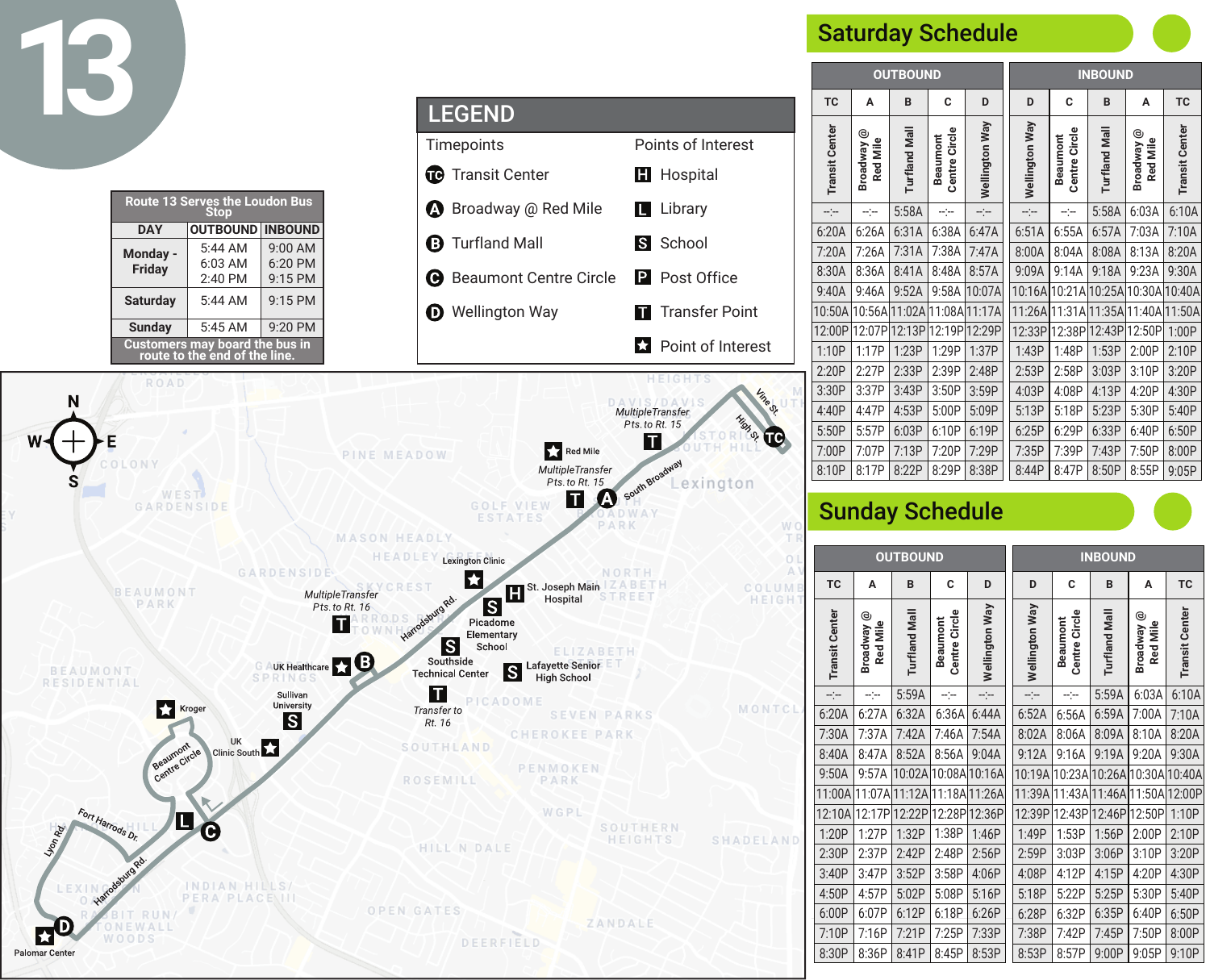# 13

| Route 13 Serves the Loudon Bus Stop | | |
|---|---|---|
| DAY | OUTBOUND | INBOUND |
| Monday - Friday | 5:44 AM<br>6:03 AM<br>2:40 PM | 9:00 AM<br>6:20 PM<br>9:15 PM |
| Saturday | 5:44 AM | 9:15 PM |
| Sunday | 5:45 AM | 9:20 PM |
| Customers may board the bus in route to the end of the line. | | |

## LEGEND

**Timepoints**
- TC Transit Center
- A Broadway @ Red Mile
- B Turfland Mall
- C Beaumont Centre Circle
- D Wellington Way

**Points of Interest**
- H Hospital
- L Library
- S School
- P Post Office
- T Transfer Point
- ★ Point of Interest

N E S W

Vine St.
High St.
TC
MultipleTransfer Pts. to Rt. 15
Red Mile
MultipleTransfer Pts. to Rt. 15
South Broadway
A
Lexington Clinic
St. Joseph Main Hospital
Harrodsburg Rd.
Picadome Elementary School
MultipleTransfer Pts. to Rt. 16
UK Healthcare
B
Southside Technical Center
Lafayette Senior High School
Transfer to Rt. 16
Sullivan University
Kroger
Beaumont Centre Circle
UK Clinic South
Fort Harrods Dr.
Lyon Rd.
Harrodsburg Rd.
L
C
D
Palomar Center

## Saturday Schedule

| OUTBOUND | | | | | INBOUND | | | | |
|---|---|---|---|---|---|---|---|---|---|
| TC | A | B | C | D | D | C | B | A | TC |
| Transit Center | Broadway @ Red Mile | Turfland Mall | Beaumont Centre Circle | Wellington Way | Wellington Way | Beaumont Centre Circle | Turfland Mall | Broadway @ Red Mile | Transit Center |
| --:-- | --:-- | 5:58A | --:-- | --:-- | --:-- | --:-- | 5:58A | 6:03A | 6:10A |
| 6:20A | 6:26A | 6:31A | 6:38A | 6:47A | 6:51A | 6:55A | 6:57A | 7:03A | 7:10A |
| 7:20A | 7:26A | 7:31A | 7:38A | 7:47A | 8:00A | 8:04A | 8:08A | 8:13A | 8:20A |
| 8:30A | 8:36A | 8:41A | 8:48A | 8:57A | 9:09A | 9:14A | 9:18A | 9:23A | 9:30A |
| 9:40A | 9:46A | 9:52A | 9:58A | 10:07A | 10:16A | 10:21A | 10:25A | 10:30A | 10:40A |
| 10:50A | 10:56A | 11:02A | 11:08A | 11:17A | 11:26A | 11:31A | 11:35A | 11:40A | 11:50A |
| 12:00P | 12:07P | 12:13P | 12:19P | 12:29P | 12:33P | 12:38P | 12:43P | 12:50P | 1:00P |
| 1:10P | 1:17P | 1:23P | 1:29P | 1:37P | 1:43P | 1:48P | 1:53P | 2:00P | 2:10P |
| 2:20P | 2:27P | 2:33P | 2:39P | 2:48P | 2:53P | 2:58P | 3:03P | 3:10P | 3:20P |
| 3:30P | 3:37P | 3:43P | 3:50P | 3:59P | 4:03P | 4:08P | 4:13P | 4:20P | 4:30P |
| 4:40P | 4:47P | 4:53P | 5:00P | 5:09P | 5:13P | 5:18P | 5:23P | 5:30P | 5:40P |
| 5:50P | 5:57P | 6:03P | 6:10P | 6:19P | 6:25P | 6:29P | 6:33P | 6:40P | 6:50P |
| 7:00P | 7:07P | 7:13P | 7:20P | 7:29P | 7:35P | 7:39P | 7:43P | 7:50P | 8:00P |
| 8:10P | 8:17P | 8:22P | 8:29P | 8:38P | 8:44P | 8:47P | 8:50P | 8:55P | 9:05P |

## Sunday Schedule

| OUTBOUND | | | | | INBOUND | | | | |
|---|---|---|---|---|---|---|---|---|---|
| TC | A | B | C | D | D | C | B | A | TC |
| Transit Center | Broadway @ Red Mile | Turfland Mall | Beaumont Centre Circle | Wellington Way | Wellington Way | Beaumont Centre Circle | Turfland Mall | Broadway @ Red Mile | Transit Center |
| --:-- | --:-- | 5:59A | --:-- | --:-- | --:-- | --:-- | 5:59A | 6:03A | 6:10A |
| 6:20A | 6:27A | 6:32A | 6:36A | 6:44A | 6:52A | 6:56A | 6:59A | 7:00A | 7:10A |
| 7:30A | 7:37A | 7:42A | 7:46A | 7:54A | 8:02A | 8:06A | 8:09A | 8:10A | 8:20A |
| 8:40A | 8:47A | 8:52A | 8:56A | 9:04A | 9:12A | 9:16A | 9:19A | 9:20A | 9:30A |
| 9:50A | 9:57A | 10:02A | 10:08A | 10:16A | 10:19A | 10:23A | 10:26A | 10:30A | 10:40A |
| 11:00A | 11:07A | 11:12A | 11:18A | 11:26A | 11:39A | 11:43A | 11:46A | 11:50A | 12:00P |
| 12:10A | 12:17P | 12:22P | 12:28P | 12:36P | 12:39P | 12:43P | 12:46P | 12:50P | 1:10P |
| 1:20P | 1:27P | 1:32P | 1:38P | 1:46P | 1:49P | 1:53P | 1:56P | 2:00P | 2:10P |
| 2:30P | 2:37P | 2:42P | 2:48P | 2:56P | 2:59P | 3:03P | 3:06P | 3:10P | 3:20P |
| 3:40P | 3:47P | 3:52P | 3:58P | 4:06P | 4:08P | 4:12P | 4:15P | 4:20P | 4:30P |
| 4:50P | 4:57P | 5:02P | 5:08P | 5:16P | 5:18P | 5:22P | 5:25P | 5:30P | 5:40P |
| 6:00P | 6:07P | 6:12P | 6:18P | 6:26P | 6:28P | 6:32P | 6:35P | 6:40P | 6:50P |
| 7:10P | 7:16P | 7:21P | 7:25P | 7:33P | 7:38P | 7:42P | 7:45P | 7:50P | 8:00P |
| 8:30P | 8:36P | 8:41P | 8:45P | 8:53P | 8:53P | 8:57P | 9:00P | 9:05P | 9:10P |